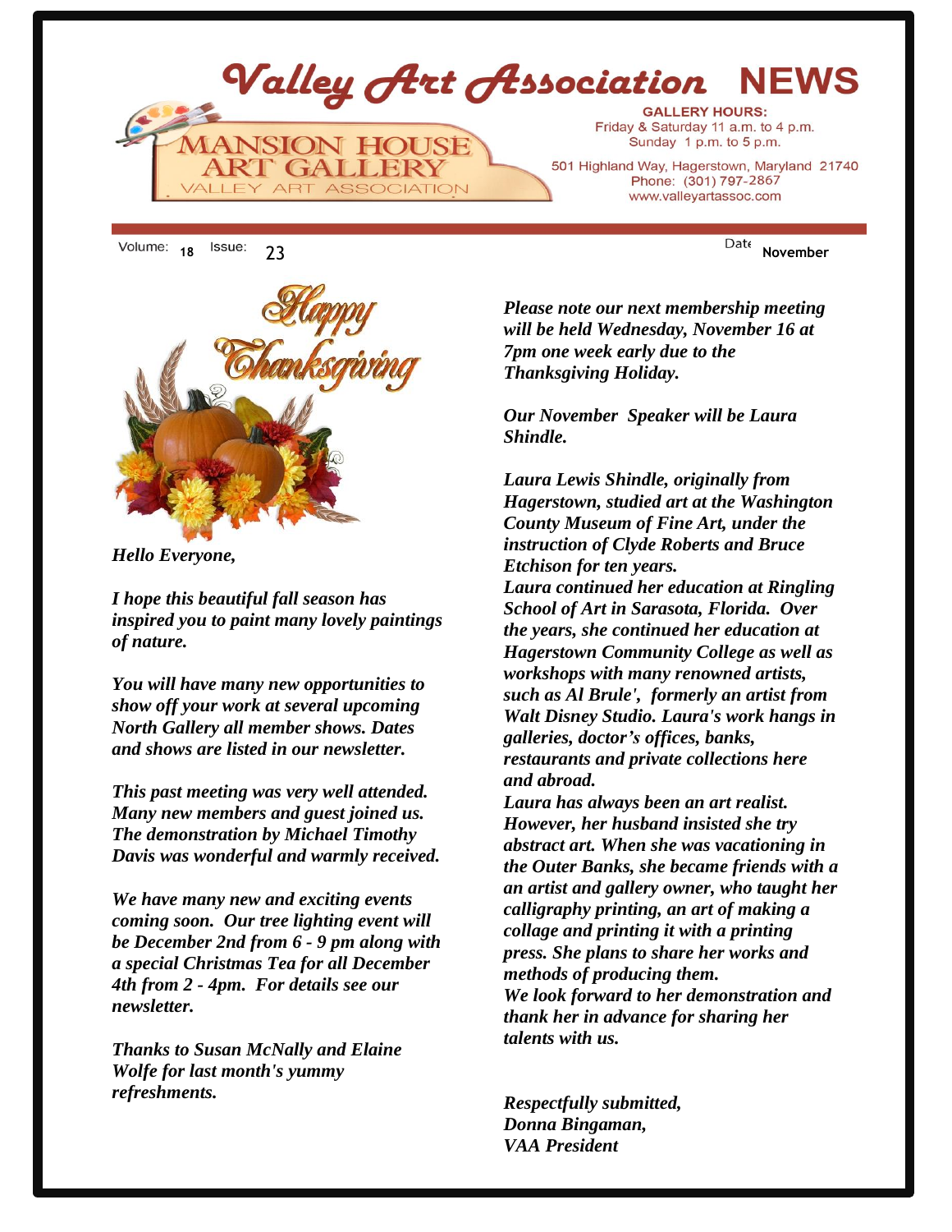# Valley Art Association NEWS

MANSION HOUSE ART GALLERY
VALLEY ART ASSOCIATION

**GALLERY HOURS:**
Friday & Saturday 11 a.m. to 4 p.m.
Sunday 1 p.m. to 5 p.m.

501 Highland Way, Hagerstown, Maryland 21740
Phone: (301) 797-2867
www.valleyartassoc.com

Volume: **18** Issue: 23 Date **November**

Happy Thanksgiving

***Hello Everyone,***

***I hope this beautiful fall season has inspired you to paint many lovely paintings of nature.***

***You will have many new opportunities to show off your work at several upcoming North Gallery all member shows. Dates and shows are listed in our newsletter.***

***This past meeting was very well attended. Many new members and guest joined us. The demonstration by Michael Timothy Davis was wonderful and warmly received.***

***We have many new and exciting events coming soon. Our tree lighting event will be December 2nd from 6 - 9 pm along with a special Christmas Tea for all December 4th from 2 - 4pm. For details see our newsletter.***

***Thanks to Susan McNally and Elaine Wolfe for last month's yummy refreshments.***

***Please note our next membership meeting will be held Wednesday, November 16 at 7pm one week early due to the Thanksgiving Holiday.***

***Our November Speaker will be Laura Shindle.***

***Laura Lewis Shindle, originally from Hagerstown, studied art at the Washington County Museum of Fine Art, under the instruction of Clyde Roberts and Bruce Etchison for ten years.***
***Laura continued her education at Ringling School of Art in Sarasota, Florida. Over the years, she continued her education at Hagerstown Community College as well as workshops with many renowned artists, such as Al Brule', formerly an artist from Walt Disney Studio. Laura's work hangs in galleries, doctor's offices, banks, restaurants and private collections here and abroad.***
***Laura has always been an art realist. However, her husband insisted she try abstract art. When she was vacationing in the Outer Banks, she became friends with a an artist and gallery owner, who taught her calligraphy printing, an art of making a collage and printing it with a printing press. She plans to share her works and methods of producing them.***
***We look forward to her demonstration and thank her in advance for sharing her talents with us.***

***Respectfully submitted,***
***Donna Bingaman,***
***VAA President***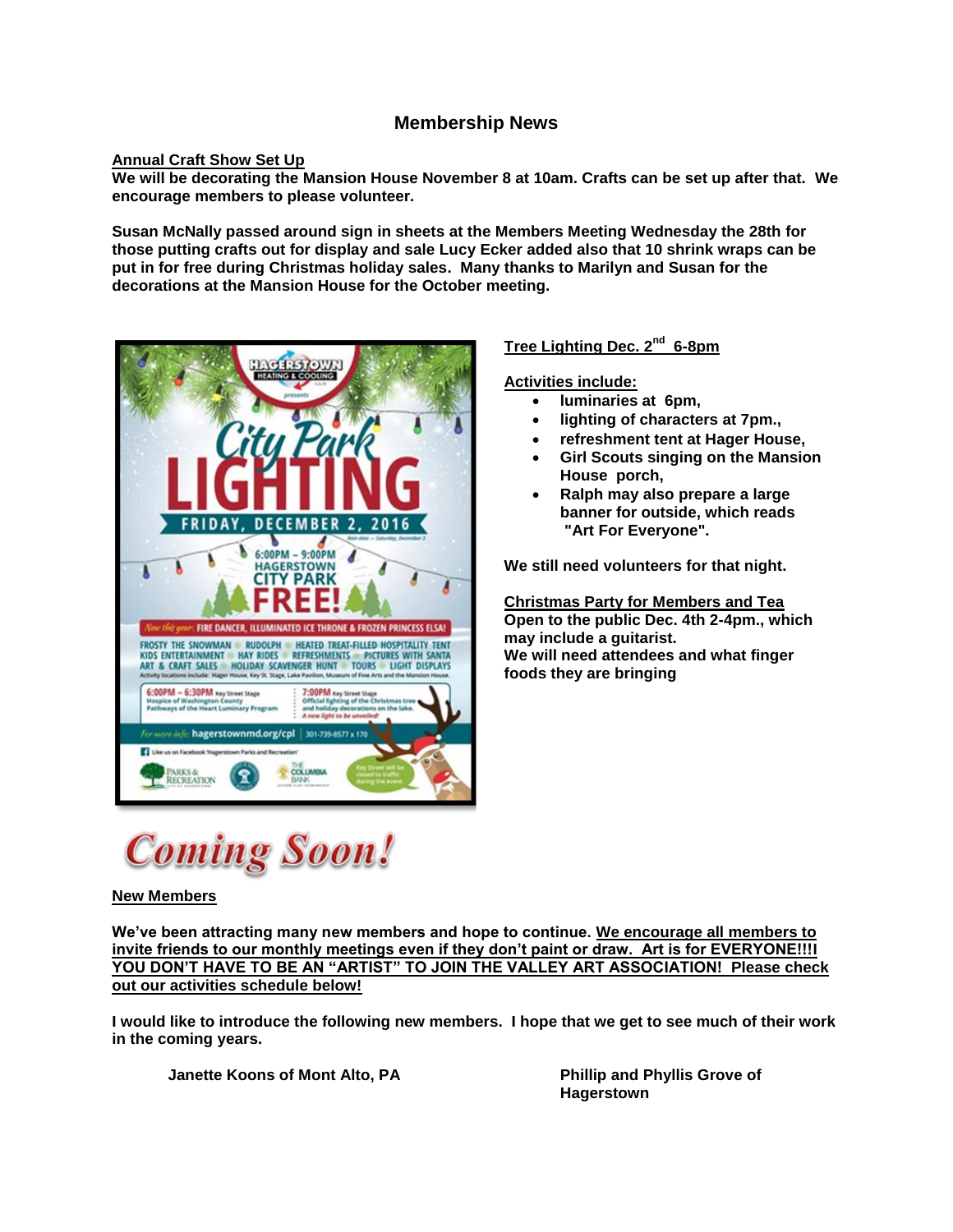## Membership News

**Annual Craft Show Set Up**

**We will be decorating the Mansion House November 8 at 10am. Crafts can be set up after that. We encourage members to please volunteer.**

**Susan McNally passed around sign in sheets at the Members Meeting Wednesday the 28th for those putting crafts out for display and sale Lucy Ecker added also that 10 shrink wraps can be put in for free during Christmas holiday sales. Many thanks to Marilyn and Susan for the decorations at the Mansion House for the October meeting.**

**Tree Lighting Dec. 2nd 6-8pm**

**Activities include:**

- **luminaries at 6pm,**
- **lighting of characters at 7pm.,**
- **refreshment tent at Hager House,**
- **Girl Scouts singing on the Mansion House porch,**
- **Ralph may also prepare a large banner for outside, which reads "Art For Everyone".**

**We still need volunteers for that night.**

**Christmas Party for Members and Tea**

**Open to the public Dec. 4th 2-4pm., which may include a guitarist.**
**We will need attendees and what finger foods they are bringing**

***Coming Soon!***

**New Members**

**We've been attracting many new members and hope to continue. We encourage all members to invite friends to our monthly meetings even if they don't paint or draw. Art is for EVERYONE!!!I YOU DON'T HAVE TO BE AN "ARTIST" TO JOIN THE VALLEY ART ASSOCIATION! Please check out our activities schedule below!**

**I would like to introduce the following new members. I hope that we get to see much of their work in the coming years.**

**Janette Koons of Mont Alto, PA**

**Phillip and Phyllis Grove of Hagerstown**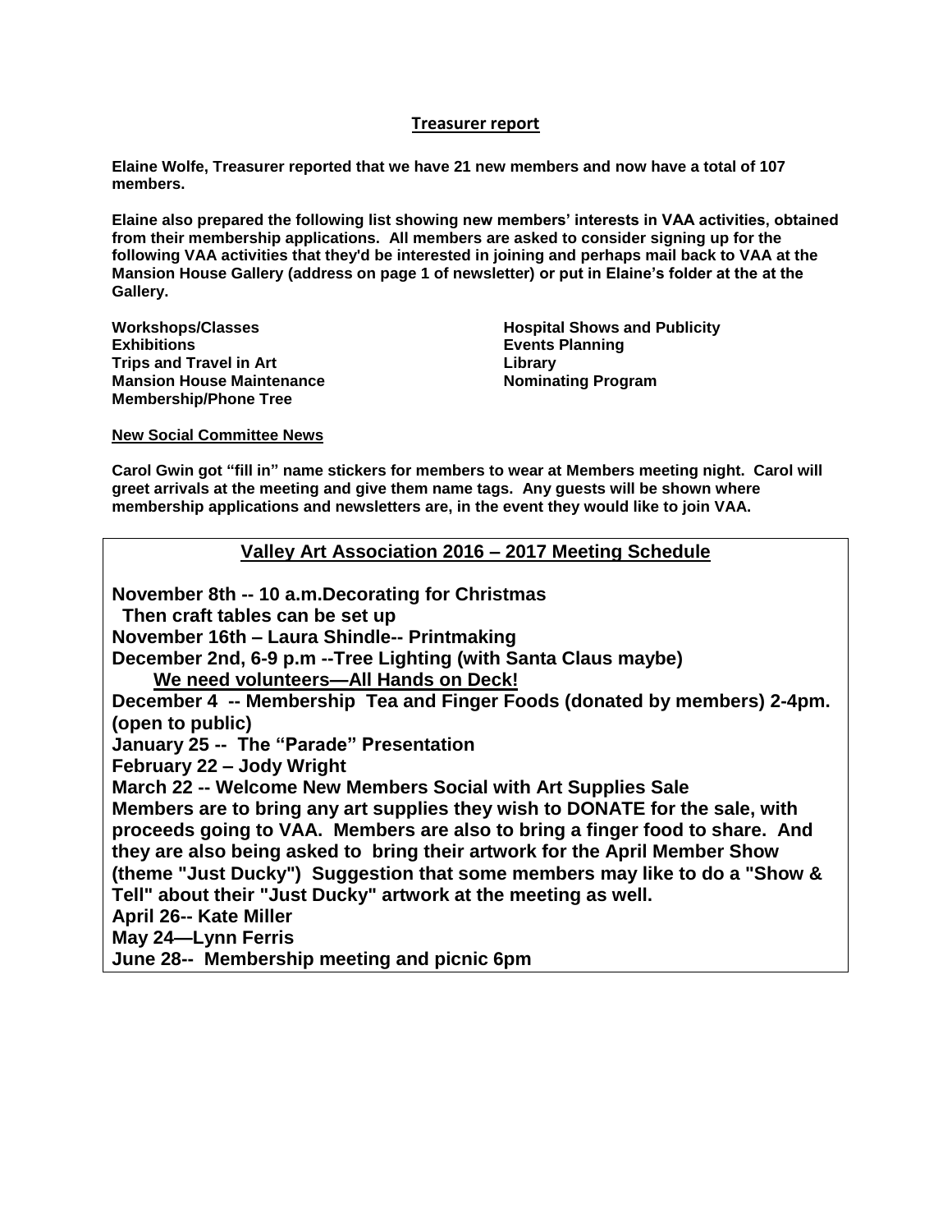## Treasurer report

**Elaine Wolfe, Treasurer reported that we have 21 new members and now have a total of 107 members.**

**Elaine also prepared the following list showing new members' interests in VAA activities, obtained from their membership applications. All members are asked to consider signing up for the following VAA activities that they'd be interested in joining and perhaps mail back to VAA at the Mansion House Gallery (address on page 1 of newsletter) or put in Elaine's folder at the at the Gallery.**

- **Workshops/Classes**
- **Exhibitions**
- **Trips and Travel in Art**
- **Mansion House Maintenance**
- **Membership/Phone Tree**
- **Hospital Shows and Publicity**
- **Events Planning**
- **Library**
- **Nominating Program**

**New Social Committee News**

**Carol Gwin got "fill in" name stickers for members to wear at Members meeting night. Carol will greet arrivals at the meeting and give them name tags. Any guests will be shown where membership applications and newsletters are, in the event they would like to join VAA.**

## Valley Art Association 2016 – 2017 Meeting Schedule

**November 8th -- 10 a.m.Decorating for Christmas**
**Then craft tables can be set up**
**November 16th – Laura Shindle-- Printmaking**
**December 2nd, 6-9 p.m --Tree Lighting (with Santa Claus maybe)**
**We need volunteers—All Hands on Deck!**
**December 4 -- Membership Tea and Finger Foods (donated by members) 2-4pm. (open to public)**
**January 25 -- The "Parade" Presentation**
**February 22 – Jody Wright**
**March 22 -- Welcome New Members Social with Art Supplies Sale**
**Members are to bring any art supplies they wish to DONATE for the sale, with proceeds going to VAA. Members are also to bring a finger food to share. And they are also being asked to bring their artwork for the April Member Show (theme "Just Ducky") Suggestion that some members may like to do a "Show & Tell" about their "Just Ducky" artwork at the meeting as well.**
**April 26-- Kate Miller**
**May 24—Lynn Ferris**
**June 28-- Membership meeting and picnic 6pm**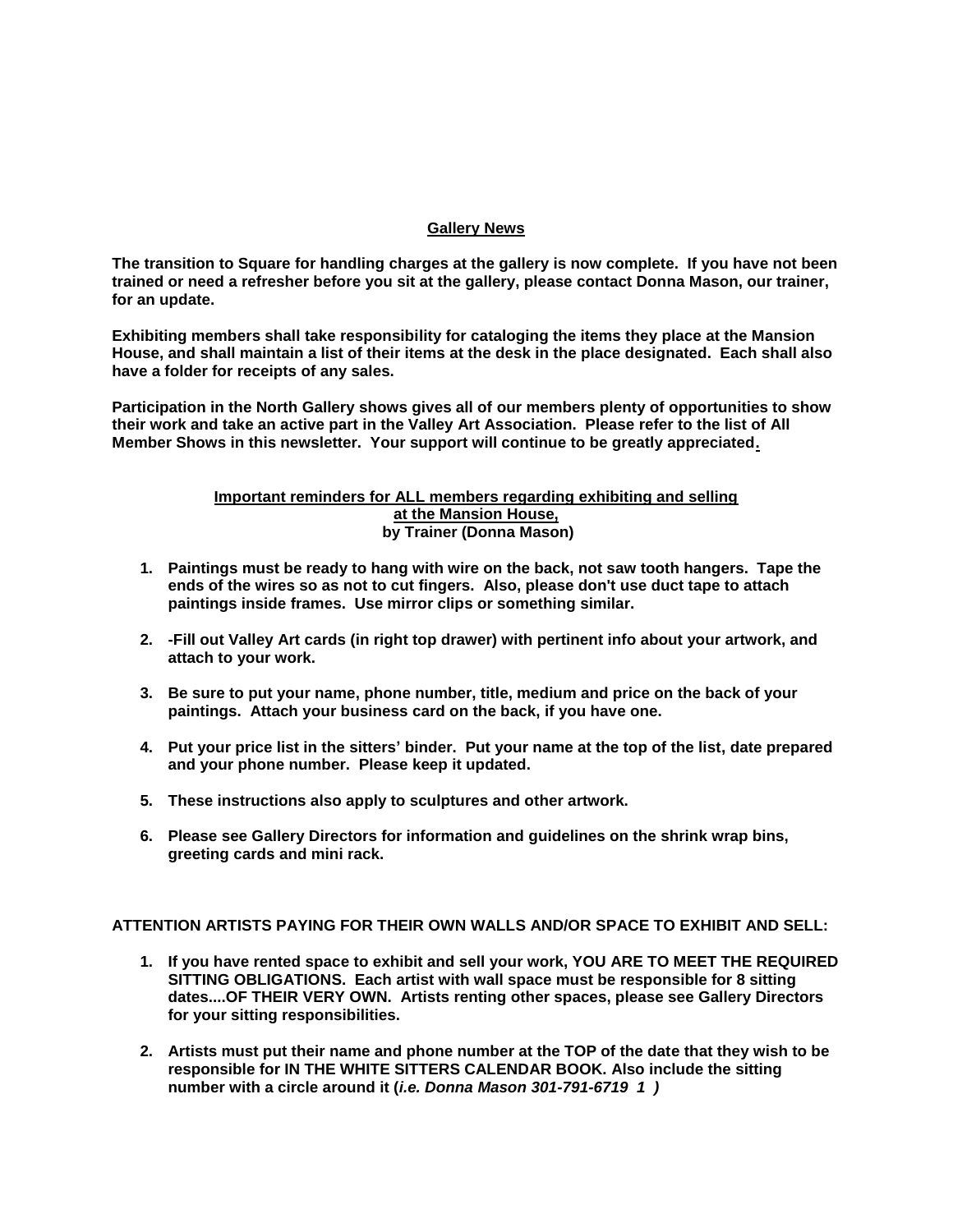## Gallery News

**The transition to Square for handling charges at the gallery is now complete. If you have not been trained or need a refresher before you sit at the gallery, please contact Donna Mason, our trainer, for an update.**

**Exhibiting members shall take responsibility for cataloging the items they place at the Mansion House, and shall maintain a list of their items at the desk in the place designated. Each shall also have a folder for receipts of any sales.**

**Participation in the North Gallery shows gives all of our members plenty of opportunities to show their work and take an active part in the Valley Art Association. Please refer to the list of All Member Shows in this newsletter. Your support will continue to be greatly appreciated.**

### Important reminders for ALL members regarding exhibiting and selling at the Mansion House, by Trainer (Donna Mason)

1. **Paintings must be ready to hang with wire on the back, not saw tooth hangers. Tape the ends of the wires so as not to cut fingers. Also, please don't use duct tape to attach paintings inside frames. Use mirror clips or something similar.**
2. **-Fill out Valley Art cards (in right top drawer) with pertinent info about your artwork, and attach to your work.**
3. **Be sure to put your name, phone number, title, medium and price on the back of your paintings. Attach your business card on the back, if you have one.**
4. **Put your price list in the sitters' binder. Put your name at the top of the list, date prepared and your phone number. Please keep it updated.**
5. **These instructions also apply to sculptures and other artwork.**
6. **Please see Gallery Directors for information and guidelines on the shrink wrap bins, greeting cards and mini rack.**

**ATTENTION ARTISTS PAYING FOR THEIR OWN WALLS AND/OR SPACE TO EXHIBIT AND SELL:**

1. **If you have rented space to exhibit and sell your work, YOU ARE TO MEET THE REQUIRED SITTING OBLIGATIONS. Each artist with wall space must be responsible for 8 sitting dates....OF THEIR VERY OWN. Artists renting other spaces, please see Gallery Directors for your sitting responsibilities.**
2. **Artists must put their name and phone number at the TOP of the date that they wish to be responsible for IN THE WHITE SITTERS CALENDAR BOOK. Also include the sitting number with a circle around it (*i.e. Donna Mason 301-791-6719 1 )***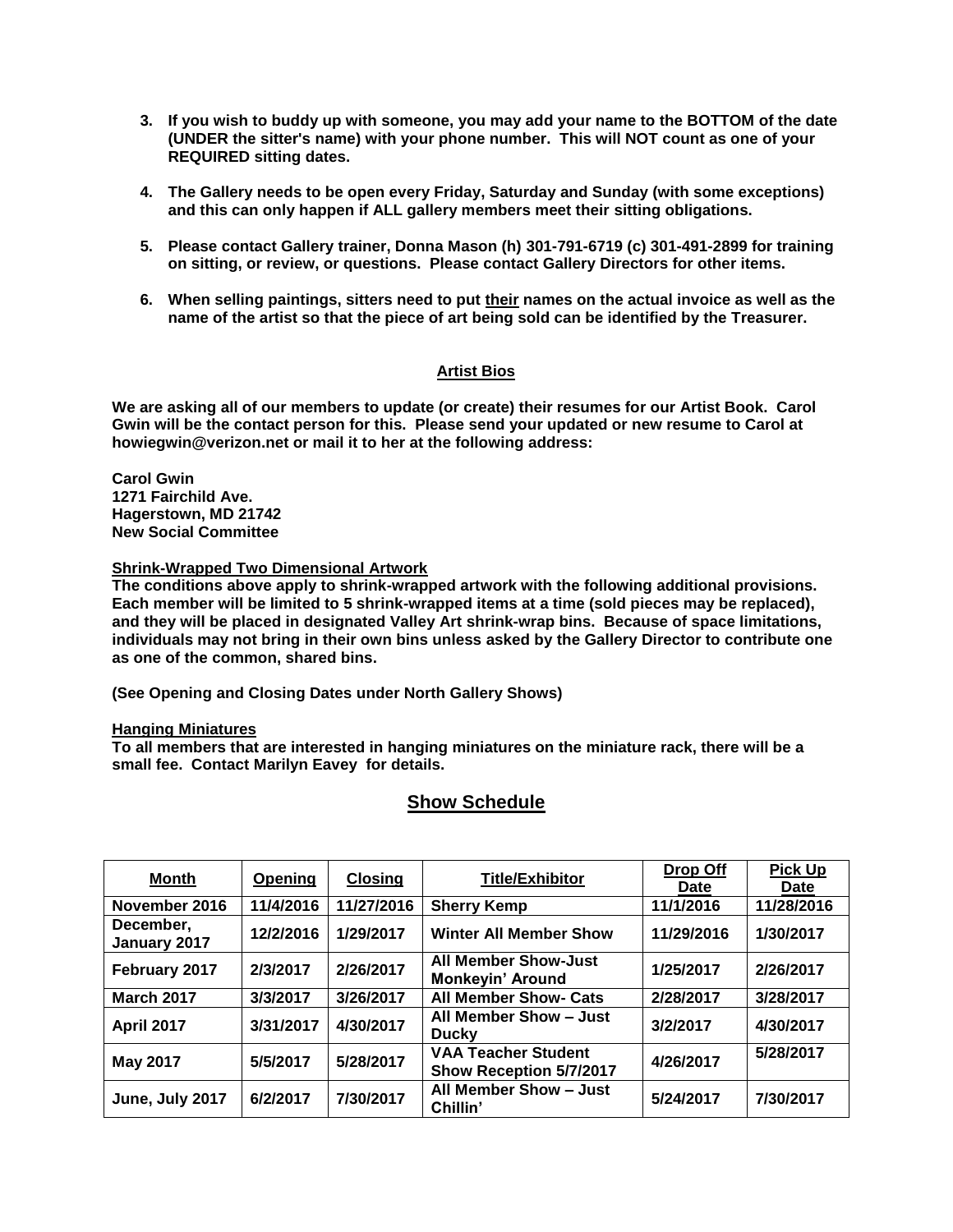3. **If you wish to buddy up with someone, you may add your name to the BOTTOM of the date (UNDER the sitter's name) with your phone number. This will NOT count as one of your REQUIRED sitting dates.**

4. **The Gallery needs to be open every Friday, Saturday and Sunday (with some exceptions) and this can only happen if ALL gallery members meet their sitting obligations.**

5. **Please contact Gallery trainer, Donna Mason (h) 301-791-6719 (c) 301-491-2899 for training on sitting, or review, or questions. Please contact Gallery Directors for other items.**

6. **When selling paintings, sitters need to put <u>their</u> names on the actual invoice as well as the name of the artist so that the piece of art being sold can be identified by the Treasurer.**

## Artist Bios

**We are asking all of our members to update (or create) their resumes for our Artist Book. Carol Gwin will be the contact person for this. Please send your updated or new resume to Carol at howiegwin@verizon.net or mail it to her at the following address:**

**Carol Gwin**
**1271 Fairchild Ave.**
**Hagerstown, MD 21742**
**New Social Committee**

**Shrink-Wrapped Two Dimensional Artwork**

**The conditions above apply to shrink-wrapped artwork with the following additional provisions. Each member will be limited to 5 shrink-wrapped items at a time (sold pieces may be replaced), and they will be placed in designated Valley Art shrink-wrap bins. Because of space limitations, individuals may not bring in their own bins unless asked by the Gallery Director to contribute one as one of the common, shared bins.**

**(See Opening and Closing Dates under North Gallery Shows)**

**Hanging Miniatures**

**To all members that are interested in hanging miniatures on the miniature rack, there will be a small fee. Contact Marilyn Eavey for details.**

## Show Schedule

| Month | Opening | Closing | Title/Exhibitor | Drop Off Date | Pick Up Date |
|---|---|---|---|---|---|
| November 2016 | 11/4/2016 | 11/27/2016 | Sherry Kemp | 11/1/2016 | 11/28/2016 |
| December, January 2017 | 12/2/2016 | 1/29/2017 | Winter All Member Show | 11/29/2016 | 1/30/2017 |
| February 2017 | 2/3/2017 | 2/26/2017 | All Member Show-Just Monkeyin' Around | 1/25/2017 | 2/26/2017 |
| March 2017 | 3/3/2017 | 3/26/2017 | All Member Show- Cats | 2/28/2017 | 3/28/2017 |
| April 2017 | 3/31/2017 | 4/30/2017 | All Member Show – Just Ducky | 3/2/2017 | 4/30/2017 |
| May 2017 | 5/5/2017 | 5/28/2017 | VAA Teacher Student Show Reception 5/7/2017 | 4/26/2017 | 5/28/2017 |
| June, July 2017 | 6/2/2017 | 7/30/2017 | All Member Show – Just Chillin' | 5/24/2017 | 7/30/2017 |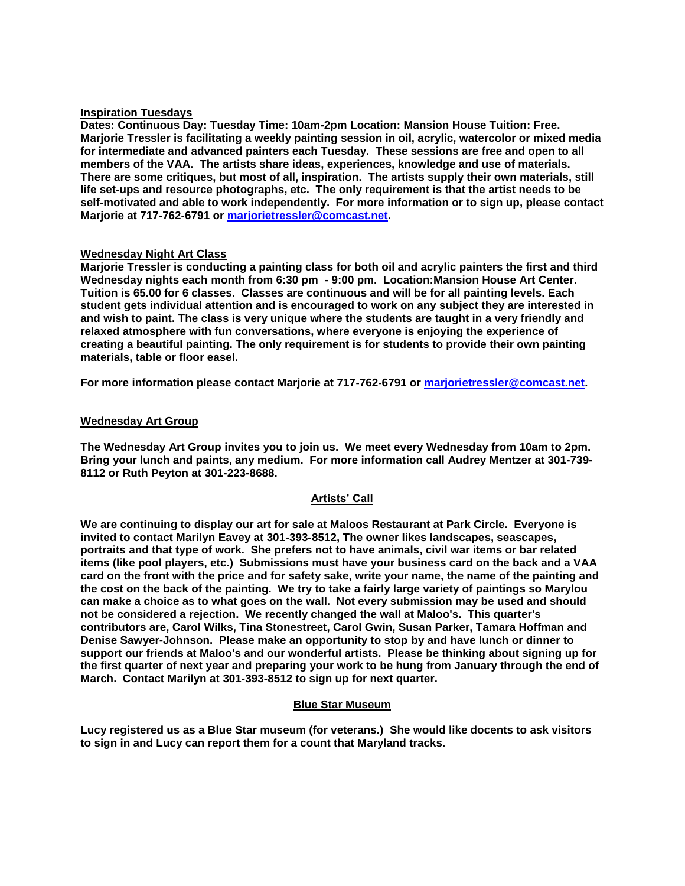## Inspiration Tuesdays

**Dates: Continuous Day: Tuesday Time: 10am-2pm Location: Mansion House Tuition: Free. Marjorie Tressler is facilitating a weekly painting session in oil, acrylic, watercolor or mixed media for intermediate and advanced painters each Tuesday. These sessions are free and open to all members of the VAA. The artists share ideas, experiences, knowledge and use of materials. There are some critiques, but most of all, inspiration. The artists supply their own materials, still life set-ups and resource photographs, etc. The only requirement is that the artist needs to be self-motivated and able to work independently. For more information or to sign up, please contact Marjorie at 717-762-6791 or marjorietressler@comcast.net.**

## Wednesday Night Art Class

**Marjorie Tressler is conducting a painting class for both oil and acrylic painters the first and third Wednesday nights each month from 6:30 pm - 9:00 pm. Location:Mansion House Art Center. Tuition is 65.00 for 6 classes. Classes are continuous and will be for all painting levels. Each student gets individual attention and is encouraged to work on any subject they are interested in and wish to paint. The class is very unique where the students are taught in a very friendly and relaxed atmosphere with fun conversations, where everyone is enjoying the experience of creating a beautiful painting. The only requirement is for students to provide their own painting materials, table or floor easel.**

**For more information please contact Marjorie at 717-762-6791 or marjorietressler@comcast.net.**

## Wednesday Art Group

**The Wednesday Art Group invites you to join us. We meet every Wednesday from 10am to 2pm. Bring your lunch and paints, any medium. For more information call Audrey Mentzer at 301-739-8112 or Ruth Peyton at 301-223-8688.**

## Artists' Call

**We are continuing to display our art for sale at Maloos Restaurant at Park Circle. Everyone is invited to contact Marilyn Eavey at 301-393-8512, The owner likes landscapes, seascapes, portraits and that type of work. She prefers not to have animals, civil war items or bar related items (like pool players, etc.) Submissions must have your business card on the back and a VAA card on the front with the price and for safety sake, write your name, the name of the painting and the cost on the back of the painting. We try to take a fairly large variety of paintings so Marylou can make a choice as to what goes on the wall. Not every submission may be used and should not be considered a rejection. We recently changed the wall at Maloo's. This quarter's contributors are, Carol Wilks, Tina Stonestreet, Carol Gwin, Susan Parker, Tamara Hoffman and Denise Sawyer-Johnson. Please make an opportunity to stop by and have lunch or dinner to support our friends at Maloo's and our wonderful artists. Please be thinking about signing up for the first quarter of next year and preparing your work to be hung from January through the end of March. Contact Marilyn at 301-393-8512 to sign up for next quarter.**

## Blue Star Museum

**Lucy registered us as a Blue Star museum (for veterans.) She would like docents to ask visitors to sign in and Lucy can report them for a count that Maryland tracks.**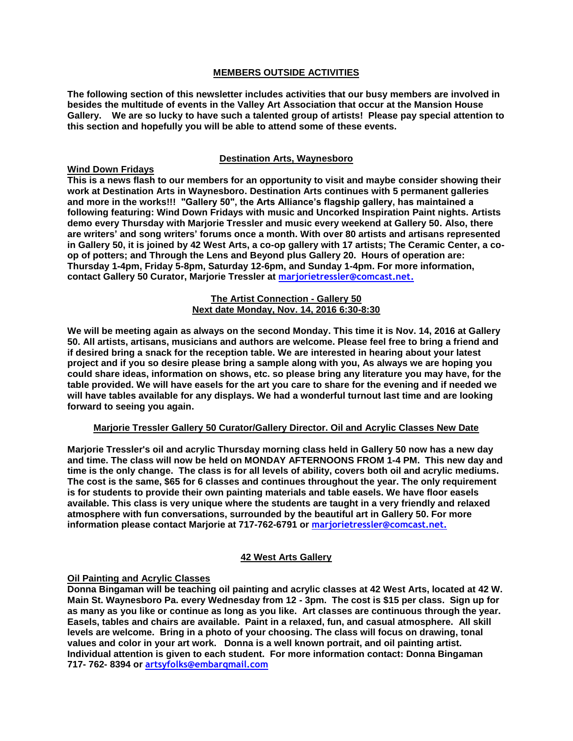## MEMBERS OUTSIDE ACTIVITIES

**The following section of this newsletter includes activities that our busy members are involved in besides the multitude of events in the Valley Art Association that occur at the Mansion House Gallery. We are so lucky to have such a talented group of artists! Please pay special attention to this section and hopefully you will be able to attend some of these events.**

### Destination Arts, Waynesboro

**Wind Down Fridays**

**This is a news flash to our members for an opportunity to visit and maybe consider showing their work at Destination Arts in Waynesboro. Destination Arts continues with 5 permanent galleries and more in the works!!! "Gallery 50", the Arts Alliance's flagship gallery, has maintained a following featuring: Wind Down Fridays with music and Uncorked Inspiration Paint nights. Artists demo every Thursday with Marjorie Tressler and music every weekend at Gallery 50. Also, there are writers' and song writers' forums once a month. With over 80 artists and artisans represented in Gallery 50, it is joined by 42 West Arts, a co-op gallery with 17 artists; The Ceramic Center, a co-op of potters; and Through the Lens and Beyond plus Gallery 20. Hours of operation are: Thursday 1-4pm, Friday 5-8pm, Saturday 12-6pm, and Sunday 1-4pm. For more information, contact Gallery 50 Curator, Marjorie Tressler at marjorietressler@comcast.net.**

### The Artist Connection - Gallery 50
### Next date Monday, Nov. 14, 2016 6:30-8:30

**We will be meeting again as always on the second Monday. This time it is Nov. 14, 2016 at Gallery 50. All artists, artisans, musicians and authors are welcome. Please feel free to bring a friend and if desired bring a snack for the reception table. We are interested in hearing about your latest project and if you so desire please bring a sample along with you, As always we are hoping you could share ideas, information on shows, etc. so please bring any literature you may have, for the table provided. We will have easels for the art you care to share for the evening and if needed we will have tables available for any displays. We had a wonderful turnout last time and are looking forward to seeing you again.**

### Marjorie Tressler Gallery 50 Curator/Gallery Director. Oil and Acrylic Classes New Date

**Marjorie Tressler's oil and acrylic Thursday morning class held in Gallery 50 now has a new day and time. The class will now be held on MONDAY AFTERNOONS FROM 1-4 PM. This new day and time is the only change. The class is for all levels of ability, covers both oil and acrylic mediums. The cost is the same, $65 for 6 classes and continues throughout the year. The only requirement is for students to provide their own painting materials and table easels. We have floor easels available. This class is very unique where the students are taught in a very friendly and relaxed atmosphere with fun conversations, surrounded by the beautiful art in Gallery 50. For more information please contact Marjorie at 717-762-6791 or marjorietressler@comcast.net.**

### 42 West Arts Gallery

**Oil Painting and Acrylic Classes**

**Donna Bingaman will be teaching oil painting and acrylic classes at 42 West Arts, located at 42 W. Main St. Waynesboro Pa. every Wednesday from 12 - 3pm. The cost is $15 per class. Sign up for as many as you like or continue as long as you like. Art classes are continuous through the year. Easels, tables and chairs are available. Paint in a relaxed, fun, and casual atmosphere. All skill levels are welcome. Bring in a photo of your choosing. The class will focus on drawing, tonal values and color in your art work. Donna is a well known portrait, and oil painting artist. Individual attention is given to each student. For more information contact: Donna Bingaman 717- 762- 8394 or artsyfolks@embarqmail.com**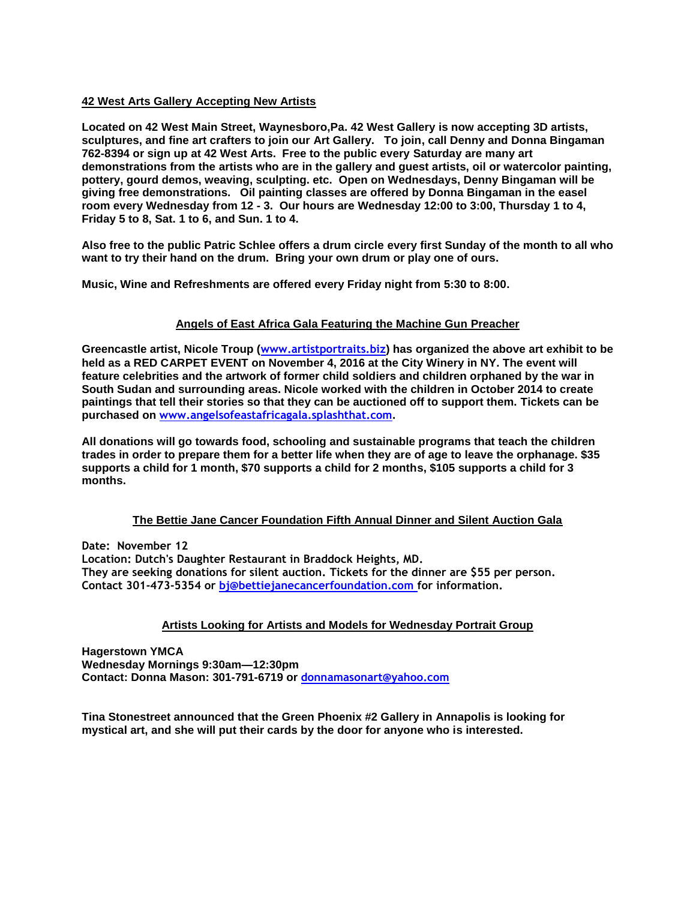**42 West Arts Gallery Accepting New Artists**

**Located on 42 West Main Street, Waynesboro,Pa. 42 West Gallery is now accepting 3D artists, sculptures, and fine art crafters to join our Art Gallery. To join, call Denny and Donna Bingaman 762-8394 or sign up at 42 West Arts. Free to the public every Saturday are many art demonstrations from the artists who are in the gallery and guest artists, oil or watercolor painting, pottery, gourd demos, weaving, sculpting. etc. Open on Wednesdays, Denny Bingaman will be giving free demonstrations. Oil painting classes are offered by Donna Bingaman in the easel room every Wednesday from 12 - 3. Our hours are Wednesday 12:00 to 3:00, Thursday 1 to 4, Friday 5 to 8, Sat. 1 to 6, and Sun. 1 to 4.**

**Also free to the public Patric Schlee offers a drum circle every first Sunday of the month to all who want to try their hand on the drum. Bring your own drum or play one of ours.**

**Music, Wine and Refreshments are offered every Friday night from 5:30 to 8:00.**

**Angels of East Africa Gala Featuring the Machine Gun Preacher**

**Greencastle artist, Nicole Troup (www.artistportraits.biz) has organized the above art exhibit to be held as a RED CARPET EVENT on November 4, 2016 at the City Winery in NY. The event will feature celebrities and the artwork of former child soldiers and children orphaned by the war in South Sudan and surrounding areas. Nicole worked with the children in October 2014 to create paintings that tell their stories so that they can be auctioned off to support them. Tickets can be purchased on www.angelsofeastafricagala.splashthat.com.**

**All donations will go towards food, schooling and sustainable programs that teach the children trades in order to prepare them for a better life when they are of age to leave the orphanage. $35 supports a child for 1 month, $70 supports a child for 2 months, $105 supports a child for 3 months.**

**The Bettie Jane Cancer Foundation Fifth Annual Dinner and Silent Auction Gala**

**Date: November 12**
**Location: Dutch's Daughter Restaurant in Braddock Heights, MD.**
**They are seeking donations for silent auction. Tickets for the dinner are $55 per person.**
**Contact 301-473-5354 or bj@bettiejanecancerfoundation.com for information.**

**Artists Looking for Artists and Models for Wednesday Portrait Group**

**Hagerstown YMCA**
**Wednesday Mornings 9:30am—12:30pm**
**Contact: Donna Mason: 301-791-6719 or donnamasonart@yahoo.com**

**Tina Stonestreet announced that the Green Phoenix #2 Gallery in Annapolis is looking for mystical art, and she will put their cards by the door for anyone who is interested.**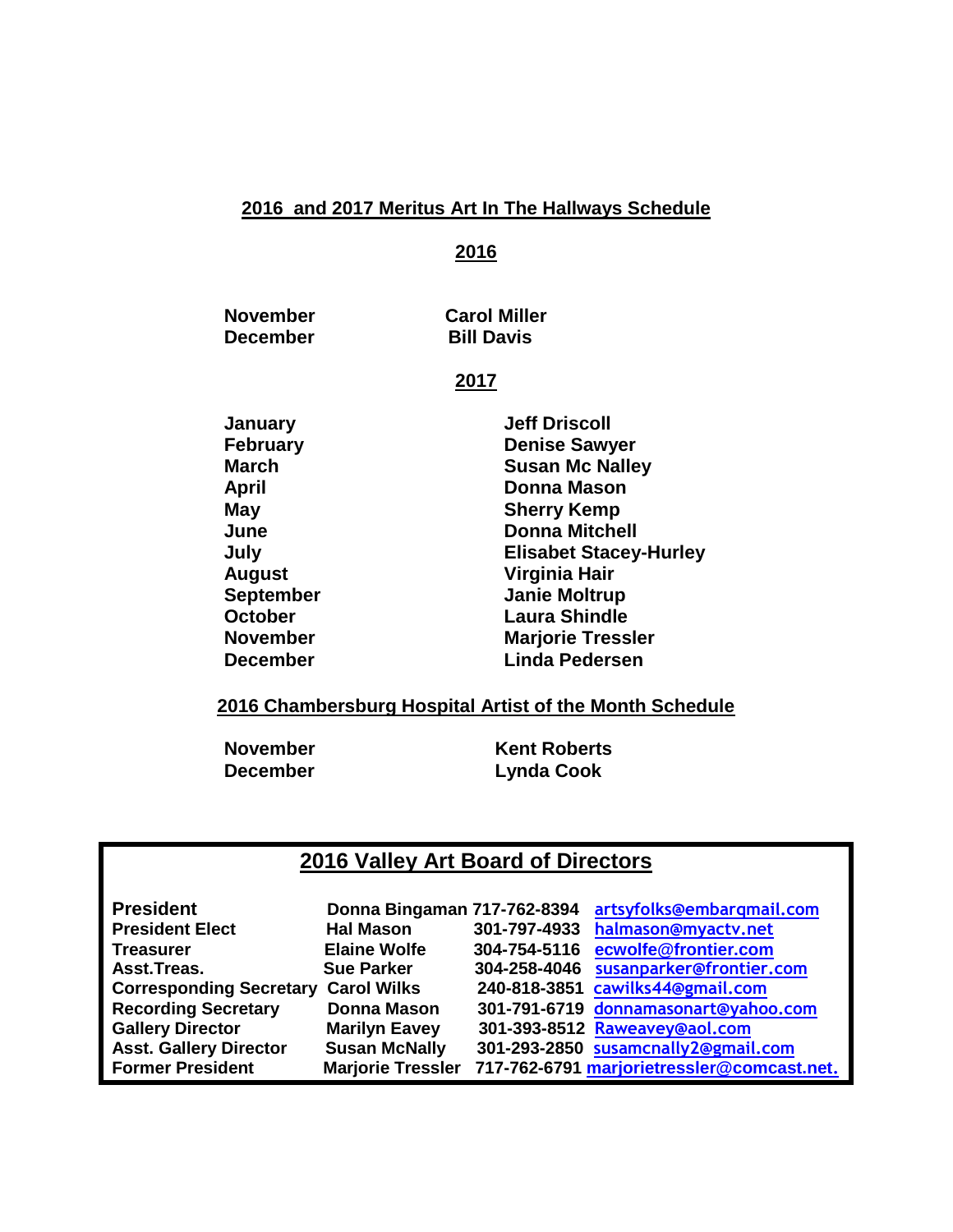## 2016 and 2017 Meritus Art In The Hallways Schedule

### 2016

| | |
|---|---|
| **November** | **Carol Miller** |
| **December** | **Bill Davis** |

### 2017

| | |
|---|---|
| **January** | **Jeff Driscoll** |
| **February** | **Denise Sawyer** |
| **March** | **Susan Mc Nalley** |
| **April** | **Donna Mason** |
| **May** | **Sherry Kemp** |
| **June** | **Donna Mitchell** |
| **July** | **Elisabet Stacey-Hurley** |
| **August** | **Virginia Hair** |
| **September** | **Janie Moltrup** |
| **October** | **Laura Shindle** |
| **November** | **Marjorie Tressler** |
| **December** | **Linda Pedersen** |

## 2016 Chambersburg Hospital Artist of the Month Schedule

| | |
|---|---|
| **November** | **Kent Roberts** |
| **December** | **Lynda Cook** |

## 2016 Valley Art Board of Directors

| | | | |
|---|---|---|---|
| **President** | **Donna Bingaman** | **717-762-8394** | artsyfolks@embarqmail.com |
| **President Elect** | **Hal Mason** | **301-797-4933** | halmason@myactv.net |
| **Treasurer** | **Elaine Wolfe** | **304-754-5116** | ecwolfe@frontier.com |
| **Asst.Treas.** | **Sue Parker** | **304-258-4046** | susanparker@frontier.com |
| **Corresponding Secretary** | **Carol Wilks** | **240-818-3851** | cawilks44@gmail.com |
| **Recording Secretary** | **Donna Mason** | **301-791-6719** | donnamasonart@yahoo.com |
| **Gallery Director** | **Marilyn Eavey** | **301-393-8512** | Raweavey@aol.com |
| **Asst. Gallery Director** | **Susan McNally** | **301-293-2850** | susamcnally2@gmail.com |
| **Former President** | **Marjorie Tressler** | **717-762-6791** | marjorietressler@comcast.net. |